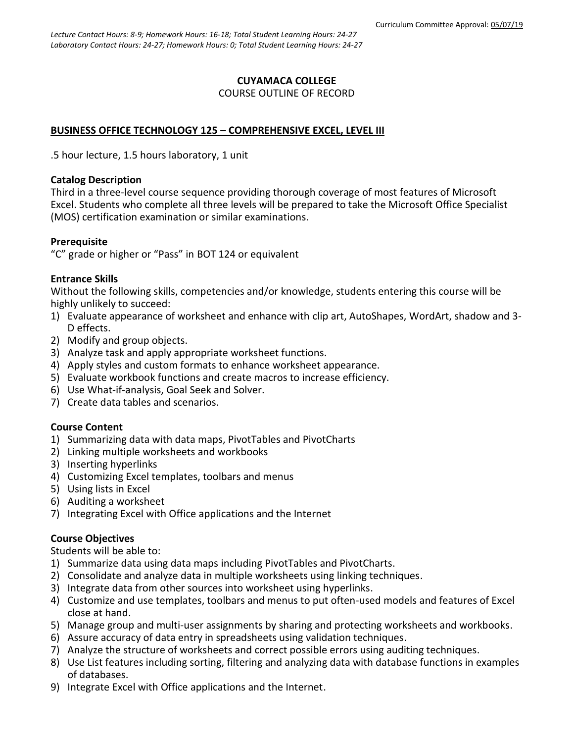Curriculum Committee Approval: 05/07/19

*Lecture Contact Hours: 8-9; Homework Hours: 16-18; Total Student Learning Hours: 24-27*
*Laboratory Contact Hours: 24-27; Homework Hours: 0; Total Student Learning Hours: 24-27*

**CUYAMACA COLLEGE**
COURSE OUTLINE OF RECORD

## BUSINESS OFFICE TECHNOLOGY 125 – COMPREHENSIVE EXCEL, LEVEL III

.5 hour lecture, 1.5 hours laboratory, 1 unit

### Catalog Description

Third in a three-level course sequence providing thorough coverage of most features of Microsoft Excel. Students who complete all three levels will be prepared to take the Microsoft Office Specialist (MOS) certification examination or similar examinations.

### Prerequisite

"C" grade or higher or "Pass" in BOT 124 or equivalent

### Entrance Skills

Without the following skills, competencies and/or knowledge, students entering this course will be highly unlikely to succeed:

1) Evaluate appearance of worksheet and enhance with clip art, AutoShapes, WordArt, shadow and 3-D effects.
2) Modify and group objects.
3) Analyze task and apply appropriate worksheet functions.
4) Apply styles and custom formats to enhance worksheet appearance.
5) Evaluate workbook functions and create macros to increase efficiency.
6) Use What-if-analysis, Goal Seek and Solver.
7) Create data tables and scenarios.

### Course Content

1) Summarizing data with data maps, PivotTables and PivotCharts
2) Linking multiple worksheets and workbooks
3) Inserting hyperlinks
4) Customizing Excel templates, toolbars and menus
5) Using lists in Excel
6) Auditing a worksheet
7) Integrating Excel with Office applications and the Internet

### Course Objectives

Students will be able to:

1) Summarize data using data maps including PivotTables and PivotCharts.
2) Consolidate and analyze data in multiple worksheets using linking techniques.
3) Integrate data from other sources into worksheet using hyperlinks.
4) Customize and use templates, toolbars and menus to put often-used models and features of Excel close at hand.
5) Manage group and multi-user assignments by sharing and protecting worksheets and workbooks.
6) Assure accuracy of data entry in spreadsheets using validation techniques.
7) Analyze the structure of worksheets and correct possible errors using auditing techniques.
8) Use List features including sorting, filtering and analyzing data with database functions in examples of databases.
9) Integrate Excel with Office applications and the Internet.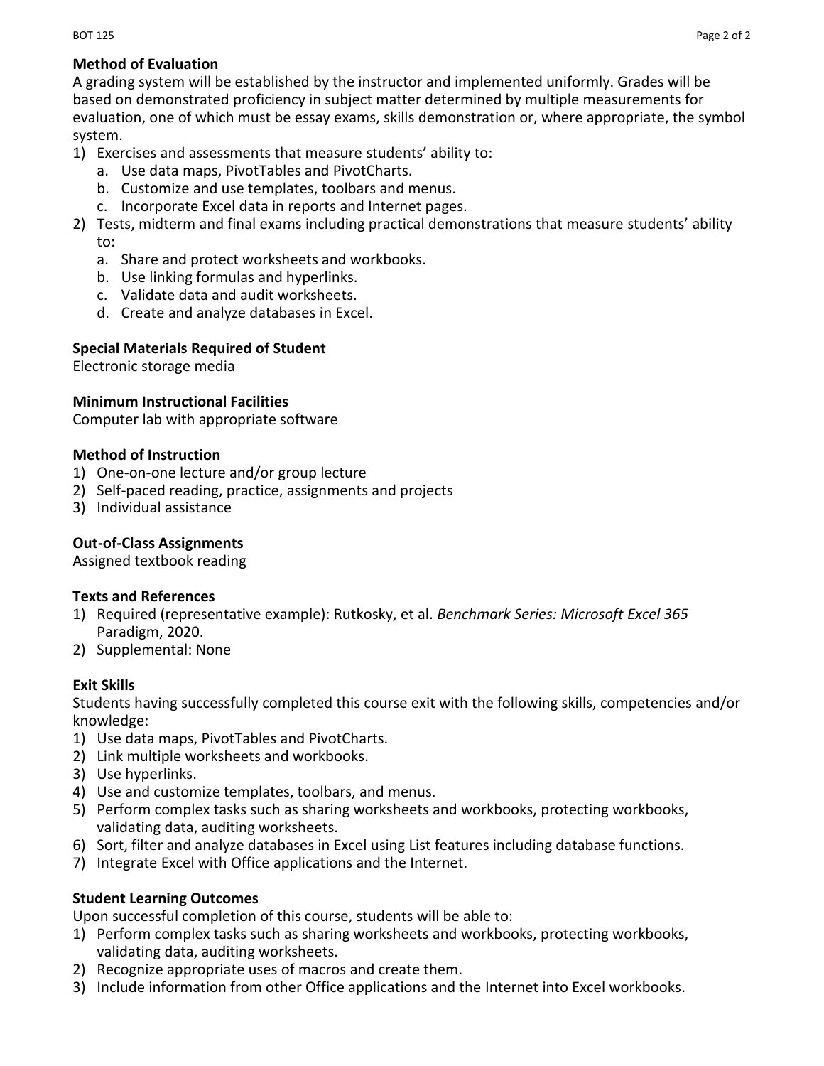## Method of Evaluation

A grading system will be established by the instructor and implemented uniformly. Grades will be based on demonstrated proficiency in subject matter determined by multiple measurements for evaluation, one of which must be essay exams, skills demonstration or, where appropriate, the symbol system.

1) Exercises and assessments that measure students' ability to:
   a. Use data maps, PivotTables and PivotCharts.
   b. Customize and use templates, toolbars and menus.
   c. Incorporate Excel data in reports and Internet pages.
2) Tests, midterm and final exams including practical demonstrations that measure students' ability to:
   a. Share and protect worksheets and workbooks.
   b. Use linking formulas and hyperlinks.
   c. Validate data and audit worksheets.
   d. Create and analyze databases in Excel.

## Special Materials Required of Student

Electronic storage media

## Minimum Instructional Facilities

Computer lab with appropriate software

## Method of Instruction

1) One-on-one lecture and/or group lecture
2) Self-paced reading, practice, assignments and projects
3) Individual assistance

## Out-of-Class Assignments

Assigned textbook reading

## Texts and References

1) Required (representative example): Rutkosky, et al. *Benchmark Series: Microsoft Excel 365* Paradigm, 2020.
2) Supplemental: None

## Exit Skills

Students having successfully completed this course exit with the following skills, competencies and/or knowledge:

1) Use data maps, PivotTables and PivotCharts.
2) Link multiple worksheets and workbooks.
3) Use hyperlinks.
4) Use and customize templates, toolbars, and menus.
5) Perform complex tasks such as sharing worksheets and workbooks, protecting workbooks, validating data, auditing worksheets.
6) Sort, filter and analyze databases in Excel using List features including database functions.
7) Integrate Excel with Office applications and the Internet.

## Student Learning Outcomes

Upon successful completion of this course, students will be able to:

1) Perform complex tasks such as sharing worksheets and workbooks, protecting workbooks, validating data, auditing worksheets.
2) Recognize appropriate uses of macros and create them.
3) Include information from other Office applications and the Internet into Excel workbooks.